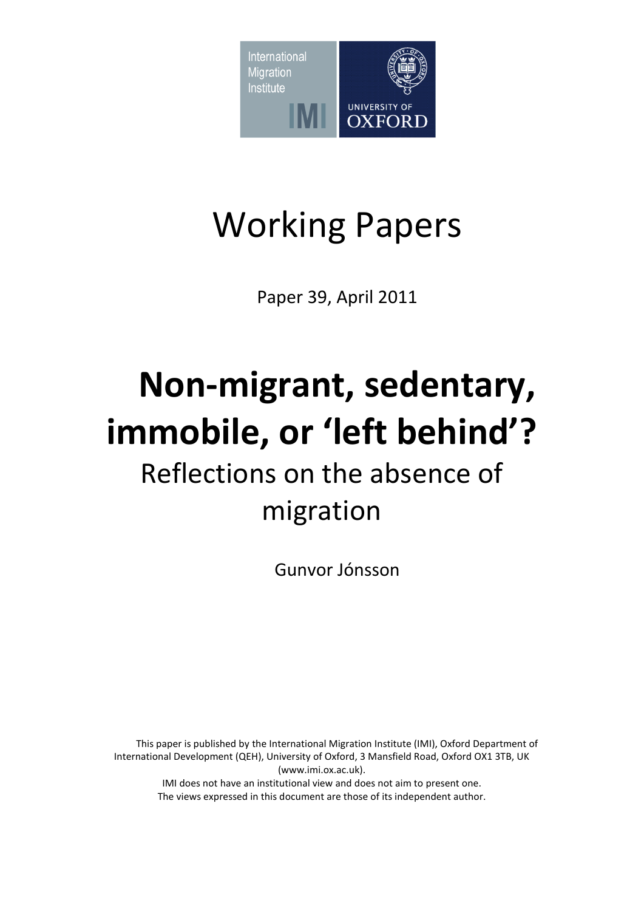International Migration Institute

IMI

UNIVERSITY OF OXFORD

# Working Papers

Paper 39, April 2011

# Non-migrant, sedentary, immobile, or 'left behind'?

## Reflections on the absence of migration

Gunvor Jónsson

This paper is published by the International Migration Institute (IMI), Oxford Department of International Development (QEH), University of Oxford, 3 Mansfield Road, Oxford OX1 3TB, UK (www.imi.ox.ac.uk).

IMI does not have an institutional view and does not aim to present one.

The views expressed in this document are those of its independent author.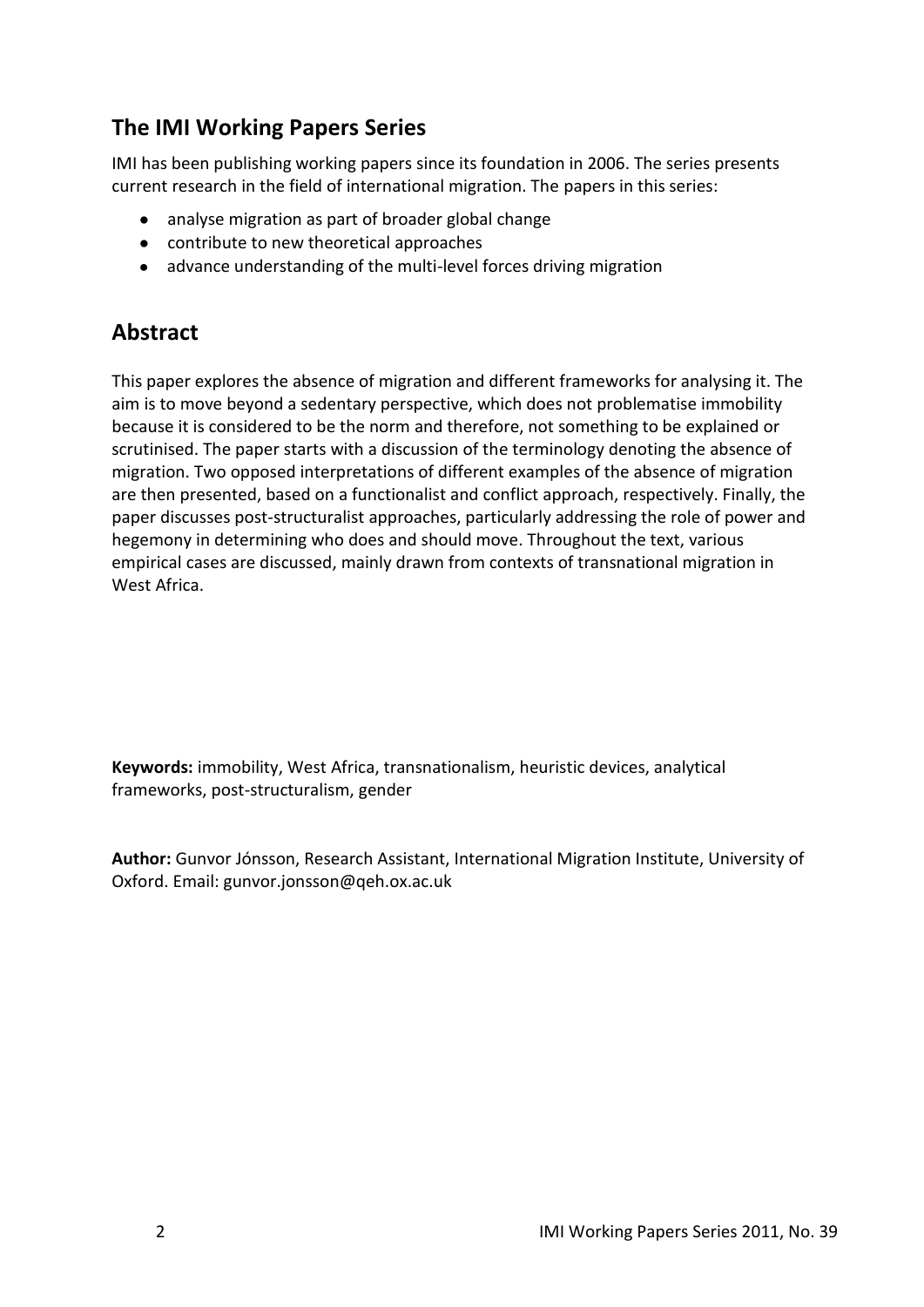## The IMI Working Papers Series

IMI has been publishing working papers since its foundation in 2006. The series presents current research in the field of international migration. The papers in this series:

- analyse migration as part of broader global change
- contribute to new theoretical approaches
- advance understanding of the multi-level forces driving migration

## Abstract

This paper explores the absence of migration and different frameworks for analysing it. The aim is to move beyond a sedentary perspective, which does not problematise immobility because it is considered to be the norm and therefore, not something to be explained or scrutinised. The paper starts with a discussion of the terminology denoting the absence of migration. Two opposed interpretations of different examples of the absence of migration are then presented, based on a functionalist and conflict approach, respectively. Finally, the paper discusses post-structuralist approaches, particularly addressing the role of power and hegemony in determining who does and should move. Throughout the text, various empirical cases are discussed, mainly drawn from contexts of transnational migration in West Africa.

**Keywords:** immobility, West Africa, transnationalism, heuristic devices, analytical frameworks, post-structuralism, gender

**Author:** Gunvor Jónsson, Research Assistant, International Migration Institute, University of Oxford. Email: gunvor.jonsson@qeh.ox.ac.uk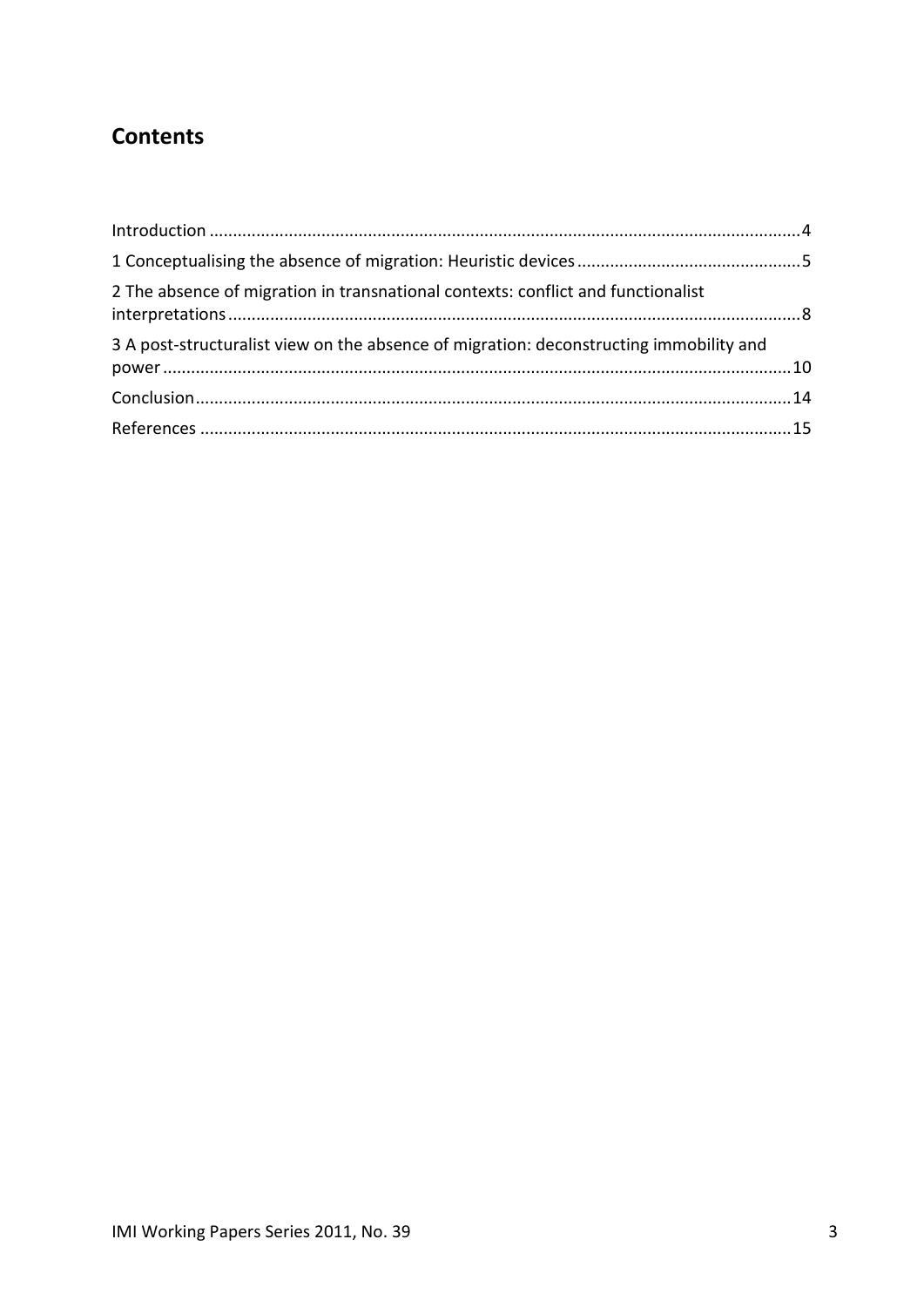## Contents

Introduction ............................................................................................................................4

1 Conceptualising the absence of migration: Heuristic devices ...............................................5

2 The absence of migration in transnational contexts: conflict and functionalist interpretations ........................................................................................................................8

3 A post-structuralist view on the absence of migration: deconstructing immobility and power ....................................................................................................................................10

Conclusion.............................................................................................................................14

References ............................................................................................................................15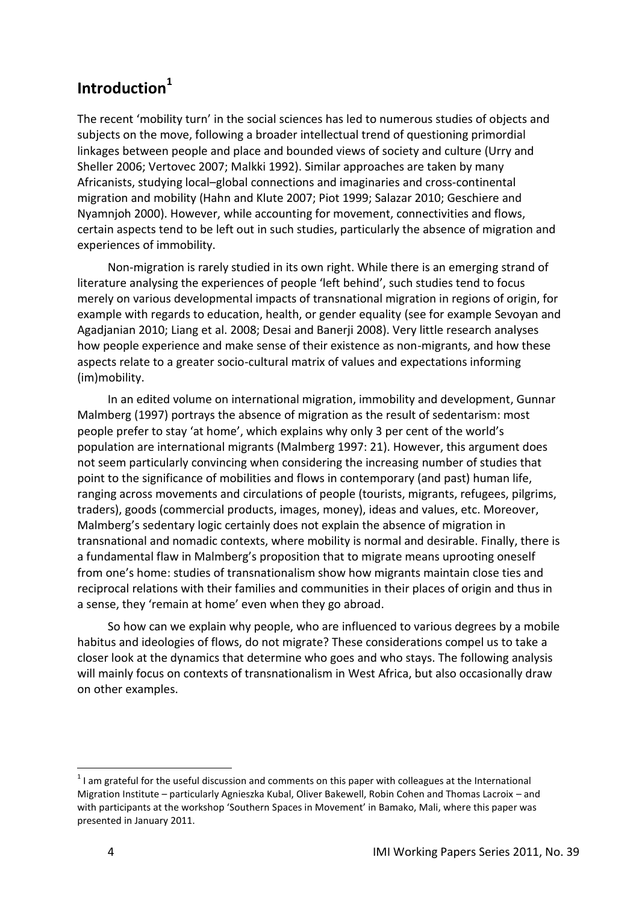## Introduction[1]

The recent 'mobility turn' in the social sciences has led to numerous studies of objects and subjects on the move, following a broader intellectual trend of questioning primordial linkages between people and place and bounded views of society and culture (Urry and Sheller 2006; Vertovec 2007; Malkki 1992). Similar approaches are taken by many Africanists, studying local–global connections and imaginaries and cross-continental migration and mobility (Hahn and Klute 2007; Piot 1999; Salazar 2010; Geschiere and Nyamnjoh 2000). However, while accounting for movement, connectivities and flows, certain aspects tend to be left out in such studies, particularly the absence of migration and experiences of immobility.

Non-migration is rarely studied in its own right. While there is an emerging strand of literature analysing the experiences of people 'left behind', such studies tend to focus merely on various developmental impacts of transnational migration in regions of origin, for example with regards to education, health, or gender equality (see for example Sevoyan and Agadjanian 2010; Liang et al. 2008; Desai and Banerji 2008). Very little research analyses how people experience and make sense of their existence as non-migrants, and how these aspects relate to a greater socio-cultural matrix of values and expectations informing (im)mobility.

In an edited volume on international migration, immobility and development, Gunnar Malmberg (1997) portrays the absence of migration as the result of sedentarism: most people prefer to stay 'at home', which explains why only 3 per cent of the world's population are international migrants (Malmberg 1997: 21). However, this argument does not seem particularly convincing when considering the increasing number of studies that point to the significance of mobilities and flows in contemporary (and past) human life, ranging across movements and circulations of people (tourists, migrants, refugees, pilgrims, traders), goods (commercial products, images, money), ideas and values, etc. Moreover, Malmberg's sedentary logic certainly does not explain the absence of migration in transnational and nomadic contexts, where mobility is normal and desirable. Finally, there is a fundamental flaw in Malmberg's proposition that to migrate means uprooting oneself from one's home: studies of transnationalism show how migrants maintain close ties and reciprocal relations with their families and communities in their places of origin and thus in a sense, they 'remain at home' even when they go abroad.

So how can we explain why people, who are influenced to various degrees by a mobile habitus and ideologies of flows, do not migrate? These considerations compel us to take a closer look at the dynamics that determine who goes and who stays. The following analysis will mainly focus on contexts of transnationalism in West Africa, but also occasionally draw on other examples.

---

[1] I am grateful for the useful discussion and comments on this paper with colleagues at the International Migration Institute – particularly Agnieszka Kubal, Oliver Bakewell, Robin Cohen and Thomas Lacroix – and with participants at the workshop 'Southern Spaces in Movement' in Bamako, Mali, where this paper was presented in January 2011.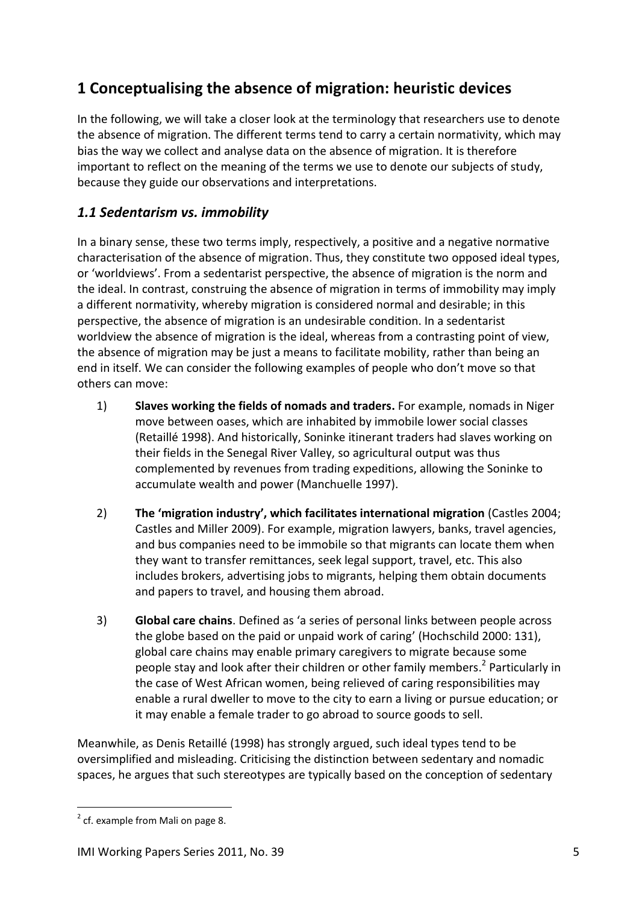## 1 Conceptualising the absence of migration: heuristic devices

In the following, we will take a closer look at the terminology that researchers use to denote the absence of migration. The different terms tend to carry a certain normativity, which may bias the way we collect and analyse data on the absence of migration. It is therefore important to reflect on the meaning of the terms we use to denote our subjects of study, because they guide our observations and interpretations.

### *1.1 Sedentarism vs. immobility*

In a binary sense, these two terms imply, respectively, a positive and a negative normative characterisation of the absence of migration. Thus, they constitute two opposed ideal types, or 'worldviews'. From a sedentarist perspective, the absence of migration is the norm and the ideal. In contrast, construing the absence of migration in terms of immobility may imply a different normativity, whereby migration is considered normal and desirable; in this perspective, the absence of migration is an undesirable condition. In a sedentarist worldview the absence of migration is the ideal, whereas from a contrasting point of view, the absence of migration may be just a means to facilitate mobility, rather than being an end in itself. We can consider the following examples of people who don't move so that others can move:

1) **Slaves working the fields of nomads and traders.** For example, nomads in Niger move between oases, which are inhabited by immobile lower social classes (Retaillé 1998). And historically, Soninke itinerant traders had slaves working on their fields in the Senegal River Valley, so agricultural output was thus complemented by revenues from trading expeditions, allowing the Soninke to accumulate wealth and power (Manchuelle 1997).

2) **The 'migration industry', which facilitates international migration** (Castles 2004; Castles and Miller 2009). For example, migration lawyers, banks, travel agencies, and bus companies need to be immobile so that migrants can locate them when they want to transfer remittances, seek legal support, travel, etc. This also includes brokers, advertising jobs to migrants, helping them obtain documents and papers to travel, and housing them abroad.

3) **Global care chains**. Defined as 'a series of personal links between people across the globe based on the paid or unpaid work of caring' (Hochschild 2000: 131), global care chains may enable primary caregivers to migrate because some people stay and look after their children or other family members.[2] Particularly in the case of West African women, being relieved of caring responsibilities may enable a rural dweller to move to the city to earn a living or pursue education; or it may enable a female trader to go abroad to source goods to sell.

Meanwhile, as Denis Retaillé (1998) has strongly argued, such ideal types tend to be oversimplified and misleading. Criticising the distinction between sedentary and nomadic spaces, he argues that such stereotypes are typically based on the conception of sedentary

[2] cf. example from Mali on page 8.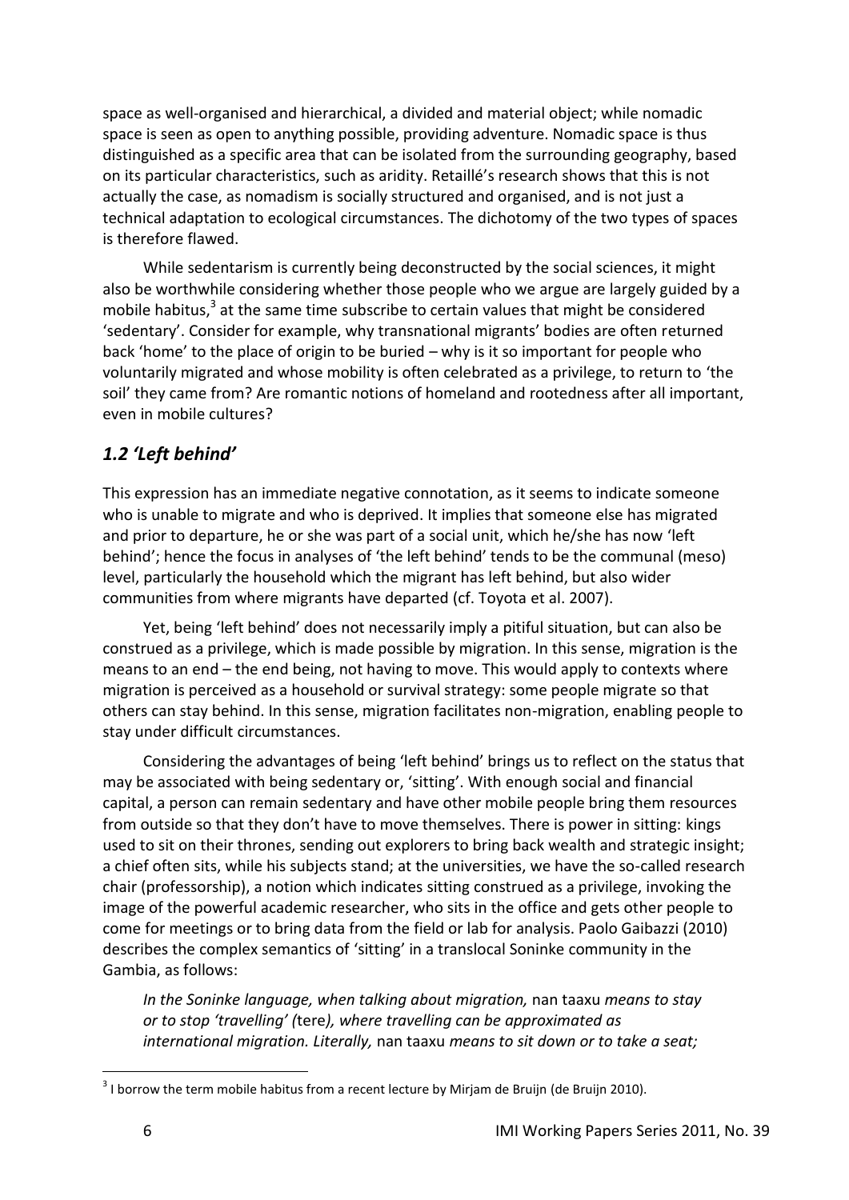space as well-organised and hierarchical, a divided and material object; while nomadic space is seen as open to anything possible, providing adventure. Nomadic space is thus distinguished as a specific area that can be isolated from the surrounding geography, based on its particular characteristics, such as aridity. Retaillé's research shows that this is not actually the case, as nomadism is socially structured and organised, and is not just a technical adaptation to ecological circumstances. The dichotomy of the two types of spaces is therefore flawed.

While sedentarism is currently being deconstructed by the social sciences, it might also be worthwhile considering whether those people who we argue are largely guided by a mobile habitus,[3] at the same time subscribe to certain values that might be considered 'sedentary'. Consider for example, why transnational migrants' bodies are often returned back 'home' to the place of origin to be buried – why is it so important for people who voluntarily migrated and whose mobility is often celebrated as a privilege, to return to 'the soil' they came from? Are romantic notions of homeland and rootedness after all important, even in mobile cultures?

## *1.2 'Left behind'*

This expression has an immediate negative connotation, as it seems to indicate someone who is unable to migrate and who is deprived. It implies that someone else has migrated and prior to departure, he or she was part of a social unit, which he/she has now 'left behind'; hence the focus in analyses of 'the left behind' tends to be the communal (meso) level, particularly the household which the migrant has left behind, but also wider communities from where migrants have departed (cf. Toyota et al. 2007).

Yet, being 'left behind' does not necessarily imply a pitiful situation, but can also be construed as a privilege, which is made possible by migration. In this sense, migration is the means to an end – the end being, not having to move. This would apply to contexts where migration is perceived as a household or survival strategy: some people migrate so that others can stay behind. In this sense, migration facilitates non-migration, enabling people to stay under difficult circumstances.

Considering the advantages of being 'left behind' brings us to reflect on the status that may be associated with being sedentary or, 'sitting'. With enough social and financial capital, a person can remain sedentary and have other mobile people bring them resources from outside so that they don't have to move themselves. There is power in sitting: kings used to sit on their thrones, sending out explorers to bring back wealth and strategic insight; a chief often sits, while his subjects stand; at the universities, we have the so-called research chair (professorship), a notion which indicates sitting construed as a privilege, invoking the image of the powerful academic researcher, who sits in the office and gets other people to come for meetings or to bring data from the field or lab for analysis. Paolo Gaibazzi (2010) describes the complex semantics of 'sitting' in a translocal Soninke community in the Gambia, as follows:

> *In the Soninke language, when talking about migration,* nan taaxu *means to stay or to stop 'travelling' (*tere*), where travelling can be approximated as international migration. Literally,* nan taaxu *means to sit down or to take a seat;*

[3] I borrow the term mobile habitus from a recent lecture by Mirjam de Bruijn (de Bruijn 2010).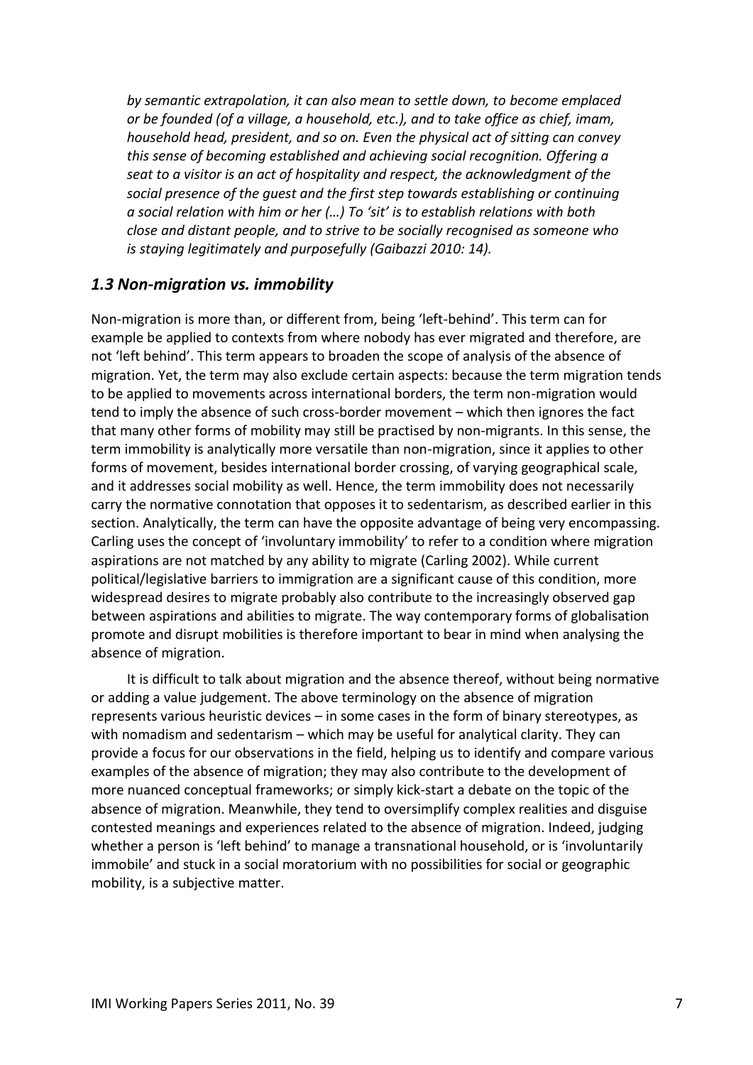*by semantic extrapolation, it can also mean to settle down, to become emplaced or be founded (of a village, a household, etc.), and to take office as chief, imam, household head, president, and so on. Even the physical act of sitting can convey this sense of becoming established and achieving social recognition. Offering a seat to a visitor is an act of hospitality and respect, the acknowledgment of the social presence of the guest and the first step towards establishing or continuing a social relation with him or her (…) To 'sit' is to establish relations with both close and distant people, and to strive to be socially recognised as someone who is staying legitimately and purposefully (Gaibazzi 2010: 14).*

### *1.3 Non-migration vs. immobility*

Non-migration is more than, or different from, being 'left-behind'. This term can for example be applied to contexts from where nobody has ever migrated and therefore, are not 'left behind'. This term appears to broaden the scope of analysis of the absence of migration. Yet, the term may also exclude certain aspects: because the term migration tends to be applied to movements across international borders, the term non-migration would tend to imply the absence of such cross-border movement – which then ignores the fact that many other forms of mobility may still be practised by non-migrants. In this sense, the term immobility is analytically more versatile than non-migration, since it applies to other forms of movement, besides international border crossing, of varying geographical scale, and it addresses social mobility as well. Hence, the term immobility does not necessarily carry the normative connotation that opposes it to sedentarism, as described earlier in this section. Analytically, the term can have the opposite advantage of being very encompassing. Carling uses the concept of 'involuntary immobility' to refer to a condition where migration aspirations are not matched by any ability to migrate (Carling 2002). While current political/legislative barriers to immigration are a significant cause of this condition, more widespread desires to migrate probably also contribute to the increasingly observed gap between aspirations and abilities to migrate. The way contemporary forms of globalisation promote and disrupt mobilities is therefore important to bear in mind when analysing the absence of migration.

It is difficult to talk about migration and the absence thereof, without being normative or adding a value judgement. The above terminology on the absence of migration represents various heuristic devices – in some cases in the form of binary stereotypes, as with nomadism and sedentarism – which may be useful for analytical clarity. They can provide a focus for our observations in the field, helping us to identify and compare various examples of the absence of migration; they may also contribute to the development of more nuanced conceptual frameworks; or simply kick-start a debate on the topic of the absence of migration. Meanwhile, they tend to oversimplify complex realities and disguise contested meanings and experiences related to the absence of migration. Indeed, judging whether a person is 'left behind' to manage a transnational household, or is 'involuntarily immobile' and stuck in a social moratorium with no possibilities for social or geographic mobility, is a subjective matter.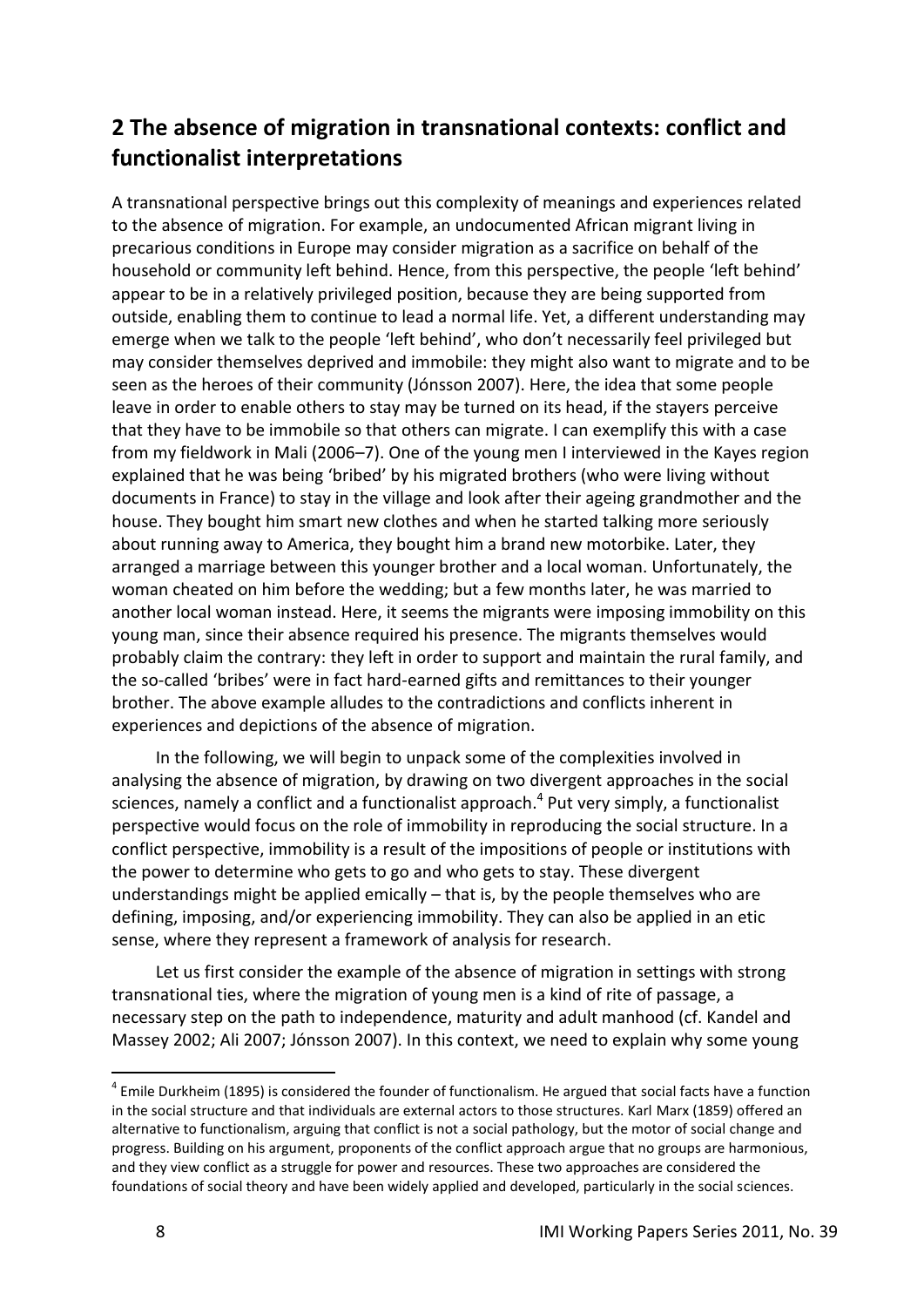## 2 The absence of migration in transnational contexts: conflict and functionalist interpretations

A transnational perspective brings out this complexity of meanings and experiences related to the absence of migration. For example, an undocumented African migrant living in precarious conditions in Europe may consider migration as a sacrifice on behalf of the household or community left behind. Hence, from this perspective, the people 'left behind' appear to be in a relatively privileged position, because they are being supported from outside, enabling them to continue to lead a normal life. Yet, a different understanding may emerge when we talk to the people 'left behind', who don't necessarily feel privileged but may consider themselves deprived and immobile: they might also want to migrate and to be seen as the heroes of their community (Jónsson 2007). Here, the idea that some people leave in order to enable others to stay may be turned on its head, if the stayers perceive that they have to be immobile so that others can migrate. I can exemplify this with a case from my fieldwork in Mali (2006–7). One of the young men I interviewed in the Kayes region explained that he was being 'bribed' by his migrated brothers (who were living without documents in France) to stay in the village and look after their ageing grandmother and the house. They bought him smart new clothes and when he started talking more seriously about running away to America, they bought him a brand new motorbike. Later, they arranged a marriage between this younger brother and a local woman. Unfortunately, the woman cheated on him before the wedding; but a few months later, he was married to another local woman instead. Here, it seems the migrants were imposing immobility on this young man, since their absence required his presence. The migrants themselves would probably claim the contrary: they left in order to support and maintain the rural family, and the so-called 'bribes' were in fact hard-earned gifts and remittances to their younger brother. The above example alludes to the contradictions and conflicts inherent in experiences and depictions of the absence of migration.

In the following, we will begin to unpack some of the complexities involved in analysing the absence of migration, by drawing on two divergent approaches in the social sciences, namely a conflict and a functionalist approach.[4] Put very simply, a functionalist perspective would focus on the role of immobility in reproducing the social structure. In a conflict perspective, immobility is a result of the impositions of people or institutions with the power to determine who gets to go and who gets to stay. These divergent understandings might be applied emically – that is, by the people themselves who are defining, imposing, and/or experiencing immobility. They can also be applied in an etic sense, where they represent a framework of analysis for research.

Let us first consider the example of the absence of migration in settings with strong transnational ties, where the migration of young men is a kind of rite of passage, a necessary step on the path to independence, maturity and adult manhood (cf. Kandel and Massey 2002; Ali 2007; Jónsson 2007). In this context, we need to explain why some young

[4] Emile Durkheim (1895) is considered the founder of functionalism. He argued that social facts have a function in the social structure and that individuals are external actors to those structures. Karl Marx (1859) offered an alternative to functionalism, arguing that conflict is not a social pathology, but the motor of social change and progress. Building on his argument, proponents of the conflict approach argue that no groups are harmonious, and they view conflict as a struggle for power and resources. These two approaches are considered the foundations of social theory and have been widely applied and developed, particularly in the social sciences.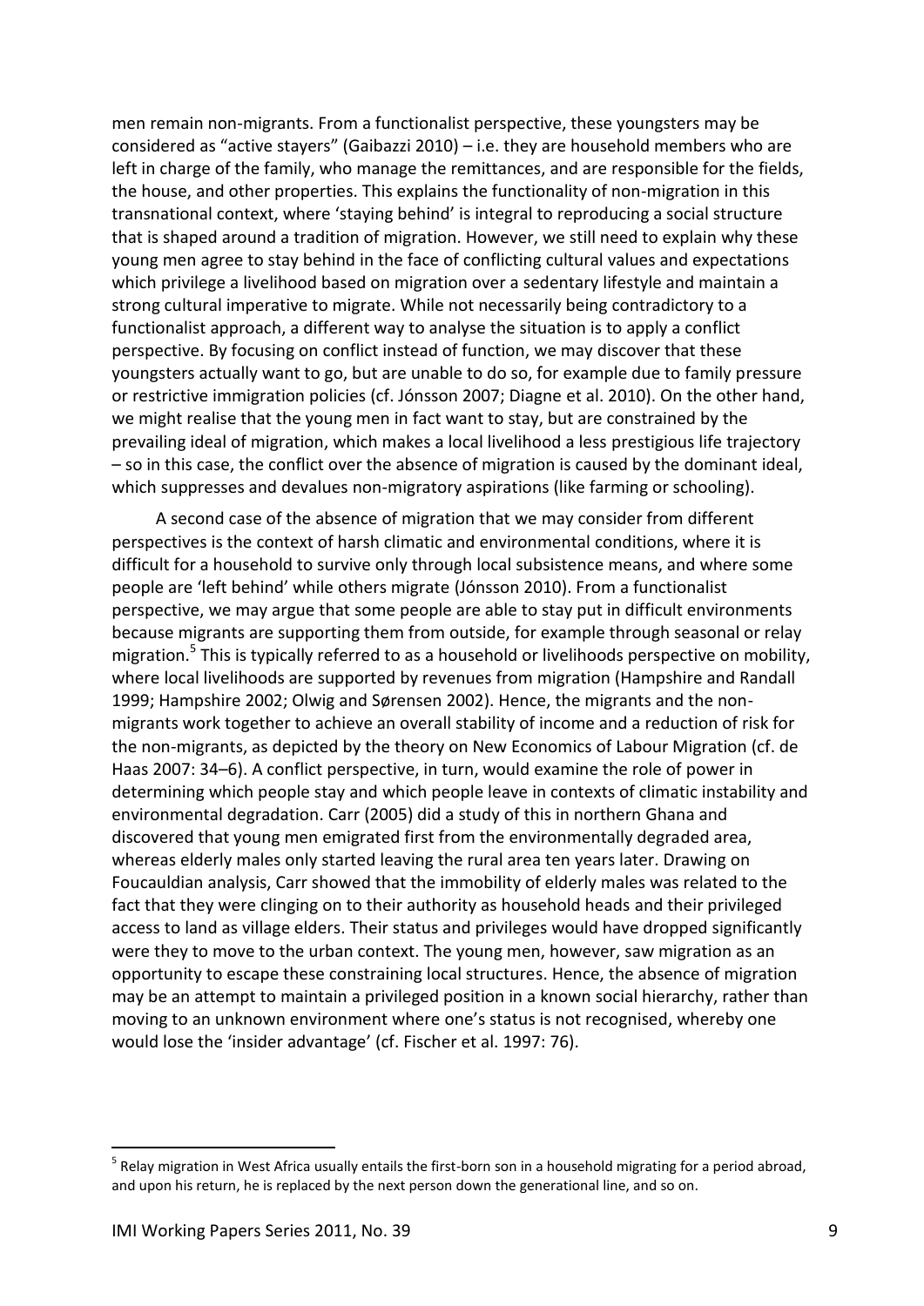men remain non-migrants. From a functionalist perspective, these youngsters may be considered as "active stayers" (Gaibazzi 2010) – i.e. they are household members who are left in charge of the family, who manage the remittances, and are responsible for the fields, the house, and other properties. This explains the functionality of non-migration in this transnational context, where 'staying behind' is integral to reproducing a social structure that is shaped around a tradition of migration. However, we still need to explain why these young men agree to stay behind in the face of conflicting cultural values and expectations which privilege a livelihood based on migration over a sedentary lifestyle and maintain a strong cultural imperative to migrate. While not necessarily being contradictory to a functionalist approach, a different way to analyse the situation is to apply a conflict perspective. By focusing on conflict instead of function, we may discover that these youngsters actually want to go, but are unable to do so, for example due to family pressure or restrictive immigration policies (cf. Jónsson 2007; Diagne et al. 2010). On the other hand, we might realise that the young men in fact want to stay, but are constrained by the prevailing ideal of migration, which makes a local livelihood a less prestigious life trajectory – so in this case, the conflict over the absence of migration is caused by the dominant ideal, which suppresses and devalues non-migratory aspirations (like farming or schooling).

A second case of the absence of migration that we may consider from different perspectives is the context of harsh climatic and environmental conditions, where it is difficult for a household to survive only through local subsistence means, and where some people are 'left behind' while others migrate (Jónsson 2010). From a functionalist perspective, we may argue that some people are able to stay put in difficult environments because migrants are supporting them from outside, for example through seasonal or relay migration.[5] This is typically referred to as a household or livelihoods perspective on mobility, where local livelihoods are supported by revenues from migration (Hampshire and Randall 1999; Hampshire 2002; Olwig and Sørensen 2002). Hence, the migrants and the non-migrants work together to achieve an overall stability of income and a reduction of risk for the non-migrants, as depicted by the theory on New Economics of Labour Migration (cf. de Haas 2007: 34–6). A conflict perspective, in turn, would examine the role of power in determining which people stay and which people leave in contexts of climatic instability and environmental degradation. Carr (2005) did a study of this in northern Ghana and discovered that young men emigrated first from the environmentally degraded area, whereas elderly males only started leaving the rural area ten years later. Drawing on Foucauldian analysis, Carr showed that the immobility of elderly males was related to the fact that they were clinging on to their authority as household heads and their privileged access to land as village elders. Their status and privileges would have dropped significantly were they to move to the urban context. The young men, however, saw migration as an opportunity to escape these constraining local structures. Hence, the absence of migration may be an attempt to maintain a privileged position in a known social hierarchy, rather than moving to an unknown environment where one's status is not recognised, whereby one would lose the 'insider advantage' (cf. Fischer et al. 1997: 76).

[5] Relay migration in West Africa usually entails the first-born son in a household migrating for a period abroad, and upon his return, he is replaced by the next person down the generational line, and so on.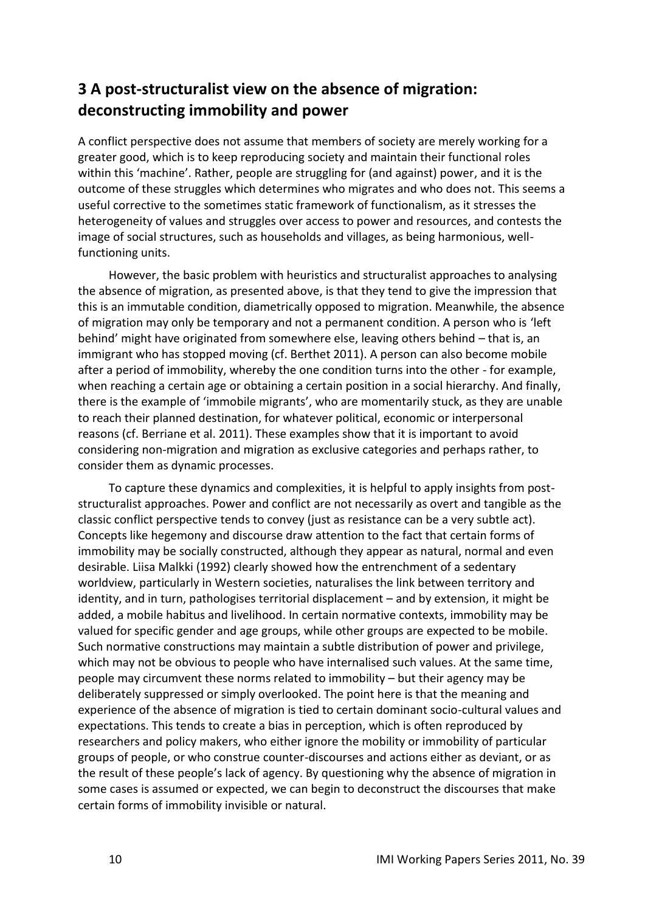## 3 A post-structuralist view on the absence of migration: deconstructing immobility and power

A conflict perspective does not assume that members of society are merely working for a greater good, which is to keep reproducing society and maintain their functional roles within this 'machine'. Rather, people are struggling for (and against) power, and it is the outcome of these struggles which determines who migrates and who does not. This seems a useful corrective to the sometimes static framework of functionalism, as it stresses the heterogeneity of values and struggles over access to power and resources, and contests the image of social structures, such as households and villages, as being harmonious, well-functioning units.

However, the basic problem with heuristics and structuralist approaches to analysing the absence of migration, as presented above, is that they tend to give the impression that this is an immutable condition, diametrically opposed to migration. Meanwhile, the absence of migration may only be temporary and not a permanent condition. A person who is 'left behind' might have originated from somewhere else, leaving others behind – that is, an immigrant who has stopped moving (cf. Berthet 2011). A person can also become mobile after a period of immobility, whereby the one condition turns into the other - for example, when reaching a certain age or obtaining a certain position in a social hierarchy. And finally, there is the example of 'immobile migrants', who are momentarily stuck, as they are unable to reach their planned destination, for whatever political, economic or interpersonal reasons (cf. Berriane et al. 2011). These examples show that it is important to avoid considering non-migration and migration as exclusive categories and perhaps rather, to consider them as dynamic processes.

To capture these dynamics and complexities, it is helpful to apply insights from post-structuralist approaches. Power and conflict are not necessarily as overt and tangible as the classic conflict perspective tends to convey (just as resistance can be a very subtle act). Concepts like hegemony and discourse draw attention to the fact that certain forms of immobility may be socially constructed, although they appear as natural, normal and even desirable. Liisa Malkki (1992) clearly showed how the entrenchment of a sedentary worldview, particularly in Western societies, naturalises the link between territory and identity, and in turn, pathologises territorial displacement – and by extension, it might be added, a mobile habitus and livelihood. In certain normative contexts, immobility may be valued for specific gender and age groups, while other groups are expected to be mobile. Such normative constructions may maintain a subtle distribution of power and privilege, which may not be obvious to people who have internalised such values. At the same time, people may circumvent these norms related to immobility – but their agency may be deliberately suppressed or simply overlooked. The point here is that the meaning and experience of the absence of migration is tied to certain dominant socio-cultural values and expectations. This tends to create a bias in perception, which is often reproduced by researchers and policy makers, who either ignore the mobility or immobility of particular groups of people, or who construe counter-discourses and actions either as deviant, or as the result of these people's lack of agency. By questioning why the absence of migration in some cases is assumed or expected, we can begin to deconstruct the discourses that make certain forms of immobility invisible or natural.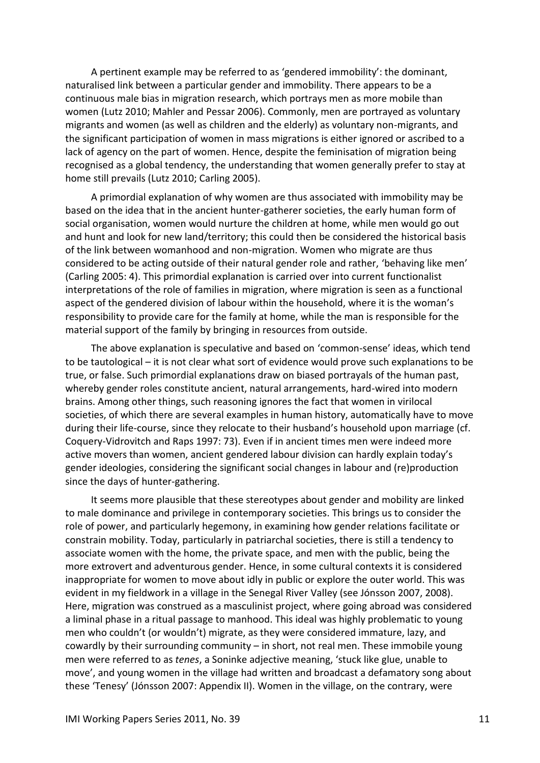A pertinent example may be referred to as 'gendered immobility': the dominant, naturalised link between a particular gender and immobility. There appears to be a continuous male bias in migration research, which portrays men as more mobile than women (Lutz 2010; Mahler and Pessar 2006). Commonly, men are portrayed as voluntary migrants and women (as well as children and the elderly) as voluntary non-migrants, and the significant participation of women in mass migrations is either ignored or ascribed to a lack of agency on the part of women. Hence, despite the feminisation of migration being recognised as a global tendency, the understanding that women generally prefer to stay at home still prevails (Lutz 2010; Carling 2005).

A primordial explanation of why women are thus associated with immobility may be based on the idea that in the ancient hunter-gatherer societies, the early human form of social organisation, women would nurture the children at home, while men would go out and hunt and look for new land/territory; this could then be considered the historical basis of the link between womanhood and non-migration. Women who migrate are thus considered to be acting outside of their natural gender role and rather, 'behaving like men' (Carling 2005: 4). This primordial explanation is carried over into current functionalist interpretations of the role of families in migration, where migration is seen as a functional aspect of the gendered division of labour within the household, where it is the woman's responsibility to provide care for the family at home, while the man is responsible for the material support of the family by bringing in resources from outside.

The above explanation is speculative and based on 'common-sense' ideas, which tend to be tautological – it is not clear what sort of evidence would prove such explanations to be true, or false. Such primordial explanations draw on biased portrayals of the human past, whereby gender roles constitute ancient, natural arrangements, hard-wired into modern brains. Among other things, such reasoning ignores the fact that women in virilocal societies, of which there are several examples in human history, automatically have to move during their life-course, since they relocate to their husband's household upon marriage (cf. Coquery-Vidrovitch and Raps 1997: 73). Even if in ancient times men were indeed more active movers than women, ancient gendered labour division can hardly explain today's gender ideologies, considering the significant social changes in labour and (re)production since the days of hunter-gathering.

It seems more plausible that these stereotypes about gender and mobility are linked to male dominance and privilege in contemporary societies. This brings us to consider the role of power, and particularly hegemony, in examining how gender relations facilitate or constrain mobility. Today, particularly in patriarchal societies, there is still a tendency to associate women with the home, the private space, and men with the public, being the more extrovert and adventurous gender. Hence, in some cultural contexts it is considered inappropriate for women to move about idly in public or explore the outer world. This was evident in my fieldwork in a village in the Senegal River Valley (see Jónsson 2007, 2008). Here, migration was construed as a masculinist project, where going abroad was considered a liminal phase in a ritual passage to manhood. This ideal was highly problematic to young men who couldn't (or wouldn't) migrate, as they were considered immature, lazy, and cowardly by their surrounding community – in short, not real men. These immobile young men were referred to as *tenes*, a Soninke adjective meaning, 'stuck like glue, unable to move', and young women in the village had written and broadcast a defamatory song about these 'Tenesy' (Jónsson 2007: Appendix II). Women in the village, on the contrary, were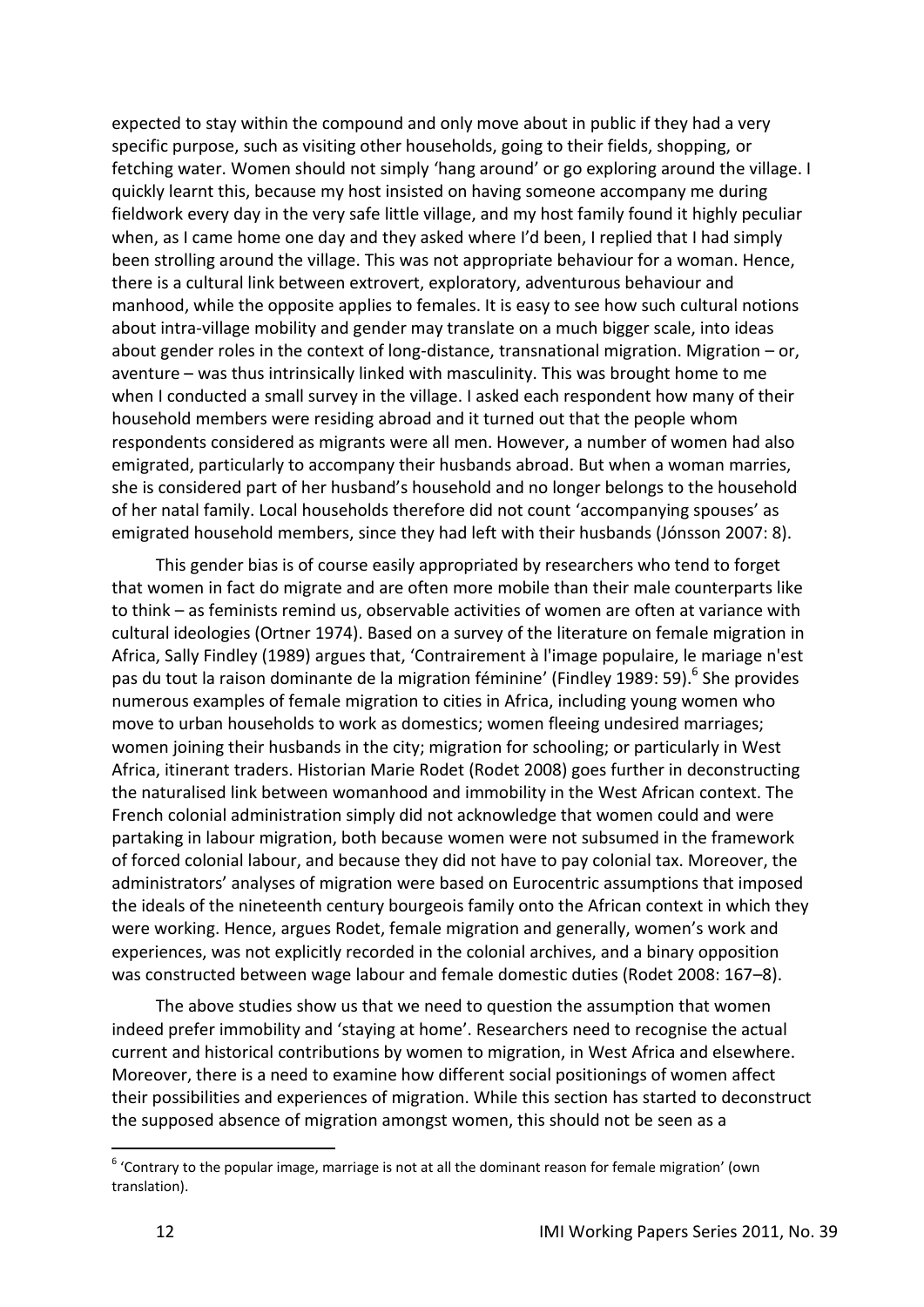expected to stay within the compound and only move about in public if they had a very specific purpose, such as visiting other households, going to their fields, shopping, or fetching water. Women should not simply 'hang around' or go exploring around the village. I quickly learnt this, because my host insisted on having someone accompany me during fieldwork every day in the very safe little village, and my host family found it highly peculiar when, as I came home one day and they asked where I'd been, I replied that I had simply been strolling around the village. This was not appropriate behaviour for a woman. Hence, there is a cultural link between extrovert, exploratory, adventurous behaviour and manhood, while the opposite applies to females. It is easy to see how such cultural notions about intra-village mobility and gender may translate on a much bigger scale, into ideas about gender roles in the context of long-distance, transnational migration. Migration – or, aventure – was thus intrinsically linked with masculinity. This was brought home to me when I conducted a small survey in the village. I asked each respondent how many of their household members were residing abroad and it turned out that the people whom respondents considered as migrants were all men. However, a number of women had also emigrated, particularly to accompany their husbands abroad. But when a woman marries, she is considered part of her husband's household and no longer belongs to the household of her natal family. Local households therefore did not count 'accompanying spouses' as emigrated household members, since they had left with their husbands (Jónsson 2007: 8).

This gender bias is of course easily appropriated by researchers who tend to forget that women in fact do migrate and are often more mobile than their male counterparts like to think – as feminists remind us, observable activities of women are often at variance with cultural ideologies (Ortner 1974). Based on a survey of the literature on female migration in Africa, Sally Findley (1989) argues that, 'Contrairement à l'image populaire, le mariage n'est pas du tout la raison dominante de la migration féminine' (Findley 1989: 59).[6] She provides numerous examples of female migration to cities in Africa, including young women who move to urban households to work as domestics; women fleeing undesired marriages; women joining their husbands in the city; migration for schooling; or particularly in West Africa, itinerant traders. Historian Marie Rodet (Rodet 2008) goes further in deconstructing the naturalised link between womanhood and immobility in the West African context. The French colonial administration simply did not acknowledge that women could and were partaking in labour migration, both because women were not subsumed in the framework of forced colonial labour, and because they did not have to pay colonial tax. Moreover, the administrators' analyses of migration were based on Eurocentric assumptions that imposed the ideals of the nineteenth century bourgeois family onto the African context in which they were working. Hence, argues Rodet, female migration and generally, women's work and experiences, was not explicitly recorded in the colonial archives, and a binary opposition was constructed between wage labour and female domestic duties (Rodet 2008: 167–8).

The above studies show us that we need to question the assumption that women indeed prefer immobility and 'staying at home'. Researchers need to recognise the actual current and historical contributions by women to migration, in West Africa and elsewhere. Moreover, there is a need to examine how different social positionings of women affect their possibilities and experiences of migration. While this section has started to deconstruct the supposed absence of migration amongst women, this should not be seen as a

[6] 'Contrary to the popular image, marriage is not at all the dominant reason for female migration' (own translation).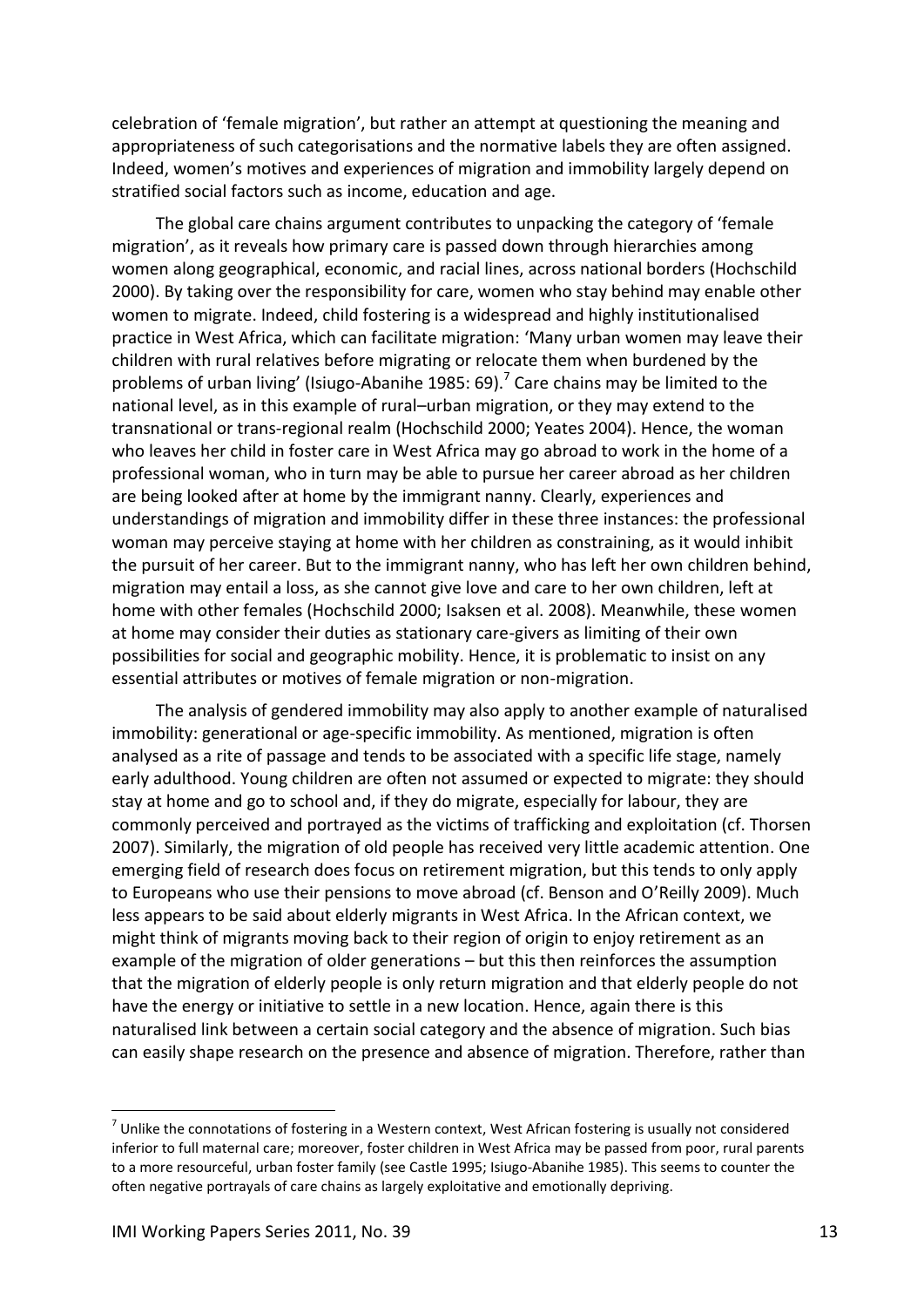celebration of 'female migration', but rather an attempt at questioning the meaning and appropriateness of such categorisations and the normative labels they are often assigned. Indeed, women's motives and experiences of migration and immobility largely depend on stratified social factors such as income, education and age.

The global care chains argument contributes to unpacking the category of 'female migration', as it reveals how primary care is passed down through hierarchies among women along geographical, economic, and racial lines, across national borders (Hochschild 2000). By taking over the responsibility for care, women who stay behind may enable other women to migrate. Indeed, child fostering is a widespread and highly institutionalised practice in West Africa, which can facilitate migration: 'Many urban women may leave their children with rural relatives before migrating or relocate them when burdened by the problems of urban living' (Isiugo-Abanihe 1985: 69).[7] Care chains may be limited to the national level, as in this example of rural–urban migration, or they may extend to the transnational or trans-regional realm (Hochschild 2000; Yeates 2004). Hence, the woman who leaves her child in foster care in West Africa may go abroad to work in the home of a professional woman, who in turn may be able to pursue her career abroad as her children are being looked after at home by the immigrant nanny. Clearly, experiences and understandings of migration and immobility differ in these three instances: the professional woman may perceive staying at home with her children as constraining, as it would inhibit the pursuit of her career. But to the immigrant nanny, who has left her own children behind, migration may entail a loss, as she cannot give love and care to her own children, left at home with other females (Hochschild 2000; Isaksen et al. 2008). Meanwhile, these women at home may consider their duties as stationary care-givers as limiting of their own possibilities for social and geographic mobility. Hence, it is problematic to insist on any essential attributes or motives of female migration or non-migration.

The analysis of gendered immobility may also apply to another example of naturalised immobility: generational or age-specific immobility. As mentioned, migration is often analysed as a rite of passage and tends to be associated with a specific life stage, namely early adulthood. Young children are often not assumed or expected to migrate: they should stay at home and go to school and, if they do migrate, especially for labour, they are commonly perceived and portrayed as the victims of trafficking and exploitation (cf. Thorsen 2007). Similarly, the migration of old people has received very little academic attention. One emerging field of research does focus on retirement migration, but this tends to only apply to Europeans who use their pensions to move abroad (cf. Benson and O'Reilly 2009). Much less appears to be said about elderly migrants in West Africa. In the African context, we might think of migrants moving back to their region of origin to enjoy retirement as an example of the migration of older generations – but this then reinforces the assumption that the migration of elderly people is only return migration and that elderly people do not have the energy or initiative to settle in a new location. Hence, again there is this naturalised link between a certain social category and the absence of migration. Such bias can easily shape research on the presence and absence of migration. Therefore, rather than

---

[7] Unlike the connotations of fostering in a Western context, West African fostering is usually not considered inferior to full maternal care; moreover, foster children in West Africa may be passed from poor, rural parents to a more resourceful, urban foster family (see Castle 1995; Isiugo-Abanihe 1985). This seems to counter the often negative portrayals of care chains as largely exploitative and emotionally depriving.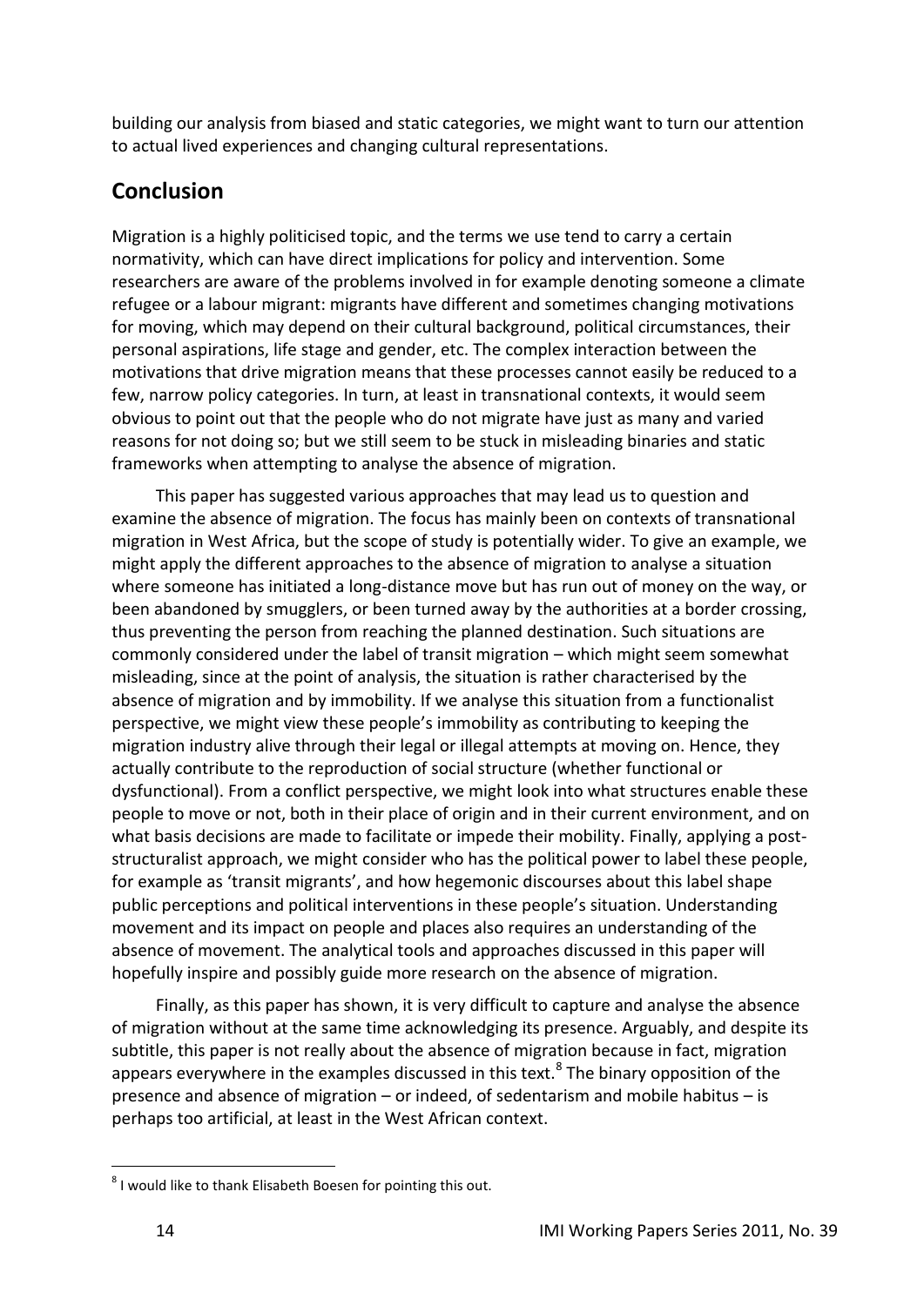building our analysis from biased and static categories, we might want to turn our attention to actual lived experiences and changing cultural representations.

## Conclusion

Migration is a highly politicised topic, and the terms we use tend to carry a certain normativity, which can have direct implications for policy and intervention. Some researchers are aware of the problems involved in for example denoting someone a climate refugee or a labour migrant: migrants have different and sometimes changing motivations for moving, which may depend on their cultural background, political circumstances, their personal aspirations, life stage and gender, etc. The complex interaction between the motivations that drive migration means that these processes cannot easily be reduced to a few, narrow policy categories. In turn, at least in transnational contexts, it would seem obvious to point out that the people who do not migrate have just as many and varied reasons for not doing so; but we still seem to be stuck in misleading binaries and static frameworks when attempting to analyse the absence of migration.

This paper has suggested various approaches that may lead us to question and examine the absence of migration. The focus has mainly been on contexts of transnational migration in West Africa, but the scope of study is potentially wider. To give an example, we might apply the different approaches to the absence of migration to analyse a situation where someone has initiated a long-distance move but has run out of money on the way, or been abandoned by smugglers, or been turned away by the authorities at a border crossing, thus preventing the person from reaching the planned destination. Such situations are commonly considered under the label of transit migration – which might seem somewhat misleading, since at the point of analysis, the situation is rather characterised by the absence of migration and by immobility. If we analyse this situation from a functionalist perspective, we might view these people's immobility as contributing to keeping the migration industry alive through their legal or illegal attempts at moving on. Hence, they actually contribute to the reproduction of social structure (whether functional or dysfunctional). From a conflict perspective, we might look into what structures enable these people to move or not, both in their place of origin and in their current environment, and on what basis decisions are made to facilitate or impede their mobility. Finally, applying a post-structuralist approach, we might consider who has the political power to label these people, for example as 'transit migrants', and how hegemonic discourses about this label shape public perceptions and political interventions in these people's situation. Understanding movement and its impact on people and places also requires an understanding of the absence of movement. The analytical tools and approaches discussed in this paper will hopefully inspire and possibly guide more research on the absence of migration.

Finally, as this paper has shown, it is very difficult to capture and analyse the absence of migration without at the same time acknowledging its presence. Arguably, and despite its subtitle, this paper is not really about the absence of migration because in fact, migration appears everywhere in the examples discussed in this text.[8] The binary opposition of the presence and absence of migration – or indeed, of sedentarism and mobile habitus – is perhaps too artificial, at least in the West African context.

[8] I would like to thank Elisabeth Boesen for pointing this out.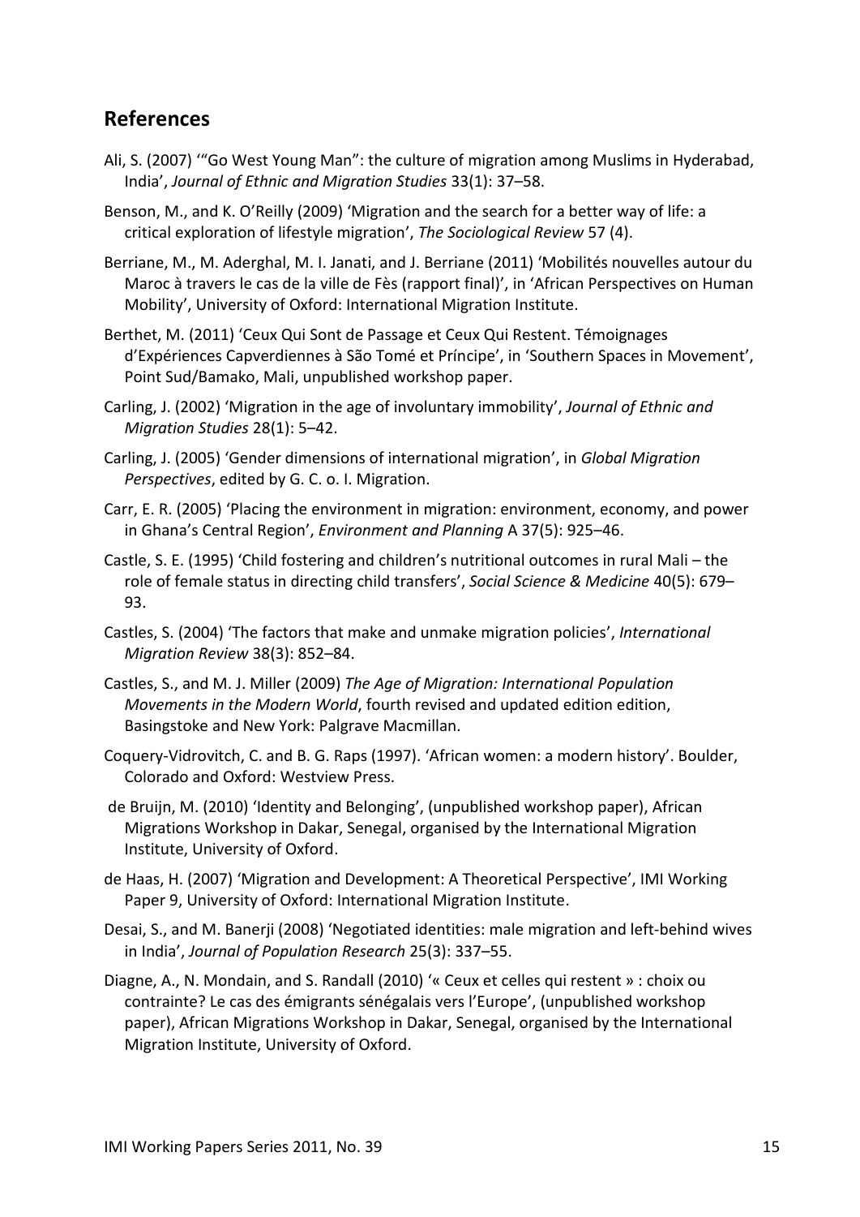## References

Ali, S. (2007) '"Go West Young Man": the culture of migration among Muslims in Hyderabad, India', *Journal of Ethnic and Migration Studies* 33(1): 37–58.

Benson, M., and K. O'Reilly (2009) 'Migration and the search for a better way of life: a critical exploration of lifestyle migration', *The Sociological Review* 57 (4).

Berriane, M., M. Aderghal, M. I. Janati, and J. Berriane (2011) 'Mobilités nouvelles autour du Maroc à travers le cas de la ville de Fès (rapport final)', in 'African Perspectives on Human Mobility', University of Oxford: International Migration Institute.

Berthet, M. (2011) 'Ceux Qui Sont de Passage et Ceux Qui Restent. Témoignages d'Expériences Capverdiennes à São Tomé et Príncipe', in 'Southern Spaces in Movement', Point Sud/Bamako, Mali, unpublished workshop paper.

Carling, J. (2002) 'Migration in the age of involuntary immobility', *Journal of Ethnic and Migration Studies* 28(1): 5–42.

Carling, J. (2005) 'Gender dimensions of international migration', in *Global Migration Perspectives*, edited by G. C. o. I. Migration.

Carr, E. R. (2005) 'Placing the environment in migration: environment, economy, and power in Ghana's Central Region', *Environment and Planning* A 37(5): 925–46.

Castle, S. E. (1995) 'Child fostering and children's nutritional outcomes in rural Mali – the role of female status in directing child transfers', *Social Science & Medicine* 40(5): 679–93.

Castles, S. (2004) 'The factors that make and unmake migration policies', *International Migration Review* 38(3): 852–84.

Castles, S., and M. J. Miller (2009) *The Age of Migration: International Population Movements in the Modern World*, fourth revised and updated edition edition, Basingstoke and New York: Palgrave Macmillan.

Coquery-Vidrovitch, C. and B. G. Raps (1997). 'African women: a modern history'. Boulder, Colorado and Oxford: Westview Press.

de Bruijn, M. (2010) 'Identity and Belonging', (unpublished workshop paper), African Migrations Workshop in Dakar, Senegal, organised by the International Migration Institute, University of Oxford.

de Haas, H. (2007) 'Migration and Development: A Theoretical Perspective', IMI Working Paper 9, University of Oxford: International Migration Institute.

Desai, S., and M. Banerji (2008) 'Negotiated identities: male migration and left-behind wives in India', *Journal of Population Research* 25(3): 337–55.

Diagne, A., N. Mondain, and S. Randall (2010) '« Ceux et celles qui restent » : choix ou contrainte? Le cas des émigrants sénégalais vers l'Europe', (unpublished workshop paper), African Migrations Workshop in Dakar, Senegal, organised by the International Migration Institute, University of Oxford.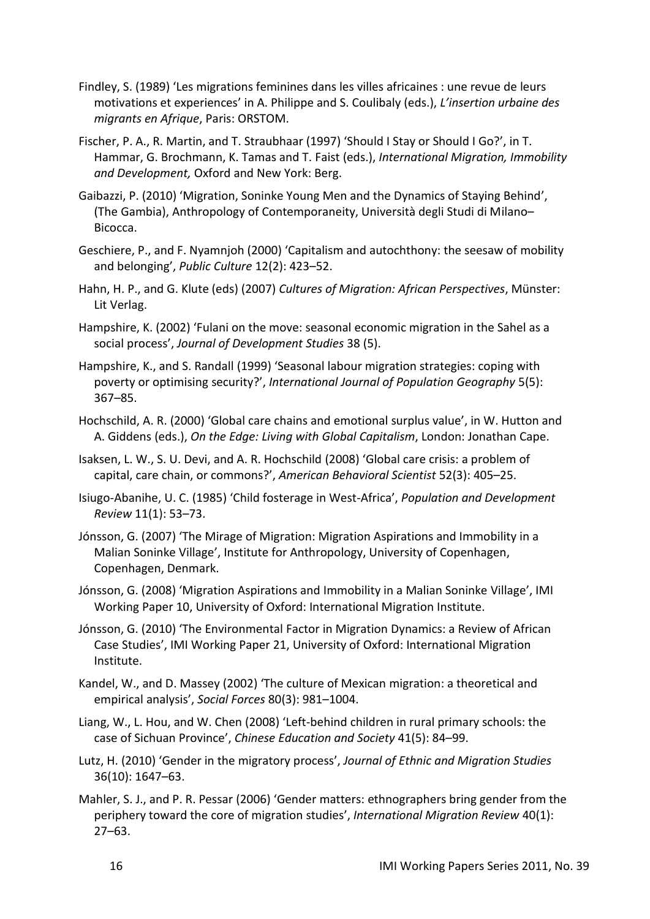Findley, S. (1989) 'Les migrations feminines dans les villes africaines : une revue de leurs motivations et experiences' in A. Philippe and S. Coulibaly (eds.), *L'insertion urbaine des migrants en Afrique*, Paris: ORSTOM.

Fischer, P. A., R. Martin, and T. Straubhaar (1997) 'Should I Stay or Should I Go?', in T. Hammar, G. Brochmann, K. Tamas and T. Faist (eds.), *International Migration, Immobility and Development,* Oxford and New York: Berg.

Gaibazzi, P. (2010) 'Migration, Soninke Young Men and the Dynamics of Staying Behind', (The Gambia), Anthropology of Contemporaneity, Università degli Studi di Milano–Bicocca.

Geschiere, P., and F. Nyamnjoh (2000) 'Capitalism and autochthony: the seesaw of mobility and belonging', *Public Culture* 12(2): 423–52.

Hahn, H. P., and G. Klute (eds) (2007) *Cultures of Migration: African Perspectives*, Münster: Lit Verlag.

Hampshire, K. (2002) 'Fulani on the move: seasonal economic migration in the Sahel as a social process', *Journal of Development Studies* 38 (5).

Hampshire, K., and S. Randall (1999) 'Seasonal labour migration strategies: coping with poverty or optimising security?', *International Journal of Population Geography* 5(5): 367–85.

Hochschild, A. R. (2000) 'Global care chains and emotional surplus value', in W. Hutton and A. Giddens (eds.), *On the Edge: Living with Global Capitalism*, London: Jonathan Cape.

Isaksen, L. W., S. U. Devi, and A. R. Hochschild (2008) 'Global care crisis: a problem of capital, care chain, or commons?', *American Behavioral Scientist* 52(3): 405–25.

Isiugo-Abanihe, U. C. (1985) 'Child fosterage in West-Africa', *Population and Development Review* 11(1): 53–73.

Jónsson, G. (2007) 'The Mirage of Migration: Migration Aspirations and Immobility in a Malian Soninke Village', Institute for Anthropology, University of Copenhagen, Copenhagen, Denmark.

Jónsson, G. (2008) 'Migration Aspirations and Immobility in a Malian Soninke Village', IMI Working Paper 10, University of Oxford: International Migration Institute.

Jónsson, G. (2010) 'The Environmental Factor in Migration Dynamics: a Review of African Case Studies', IMI Working Paper 21, University of Oxford: International Migration Institute.

Kandel, W., and D. Massey (2002) 'The culture of Mexican migration: a theoretical and empirical analysis', *Social Forces* 80(3): 981–1004.

Liang, W., L. Hou, and W. Chen (2008) 'Left-behind children in rural primary schools: the case of Sichuan Province', *Chinese Education and Society* 41(5): 84–99.

Lutz, H. (2010) 'Gender in the migratory process', *Journal of Ethnic and Migration Studies* 36(10): 1647–63.

Mahler, S. J., and P. R. Pessar (2006) 'Gender matters: ethnographers bring gender from the periphery toward the core of migration studies', *International Migration Review* 40(1): 27–63.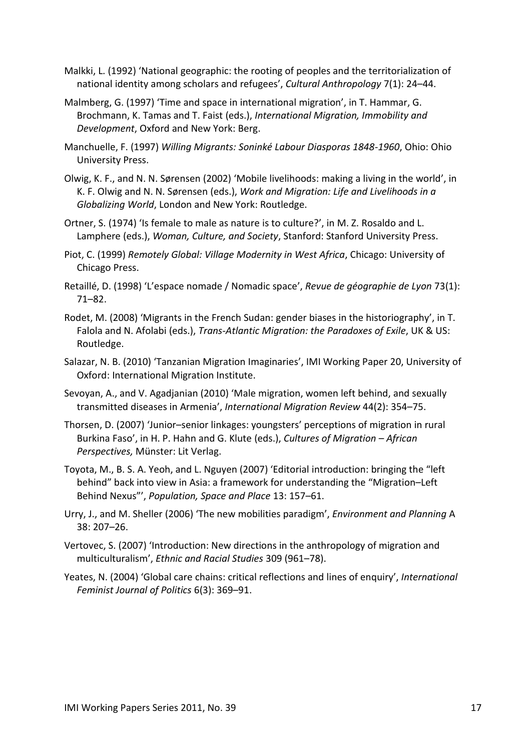Malkki, L. (1992) 'National geographic: the rooting of peoples and the territorialization of national identity among scholars and refugees', *Cultural Anthropology* 7(1): 24–44.

Malmberg, G. (1997) 'Time and space in international migration', in T. Hammar, G. Brochmann, K. Tamas and T. Faist (eds.), *International Migration, Immobility and Development*, Oxford and New York: Berg.

Manchuelle, F. (1997) *Willing Migrants: Soninké Labour Diasporas 1848-1960*, Ohio: Ohio University Press.

Olwig, K. F., and N. N. Sørensen (2002) 'Mobile livelihoods: making a living in the world', in K. F. Olwig and N. N. Sørensen (eds.), *Work and Migration: Life and Livelihoods in a Globalizing World*, London and New York: Routledge.

Ortner, S. (1974) 'Is female to male as nature is to culture?', in M. Z. Rosaldo and L. Lamphere (eds.), *Woman, Culture, and Society*, Stanford: Stanford University Press.

Piot, C. (1999) *Remotely Global: Village Modernity in West Africa*, Chicago: University of Chicago Press.

Retaillé, D. (1998) 'L'espace nomade / Nomadic space', *Revue de géographie de Lyon* 73(1): 71–82.

Rodet, M. (2008) 'Migrants in the French Sudan: gender biases in the historiography', in T. Falola and N. Afolabi (eds.), *Trans-Atlantic Migration: the Paradoxes of Exile*, UK & US: Routledge.

Salazar, N. B. (2010) 'Tanzanian Migration Imaginaries', IMI Working Paper 20, University of Oxford: International Migration Institute.

Sevoyan, A., and V. Agadjanian (2010) 'Male migration, women left behind, and sexually transmitted diseases in Armenia', *International Migration Review* 44(2): 354–75.

Thorsen, D. (2007) 'Junior–senior linkages: youngsters' perceptions of migration in rural Burkina Faso', in H. P. Hahn and G. Klute (eds.), *Cultures of Migration – African Perspectives,* Münster: Lit Verlag.

Toyota, M., B. S. A. Yeoh, and L. Nguyen (2007) 'Editorial introduction: bringing the "left behind" back into view in Asia: a framework for understanding the "Migration–Left Behind Nexus"', *Population, Space and Place* 13: 157–61.

Urry, J., and M. Sheller (2006) 'The new mobilities paradigm', *Environment and Planning* A 38: 207–26.

Vertovec, S. (2007) 'Introduction: New directions in the anthropology of migration and multiculturalism', *Ethnic and Racial Studies* 309 (961–78).

Yeates, N. (2004) 'Global care chains: critical reflections and lines of enquiry', *International Feminist Journal of Politics* 6(3): 369–91.